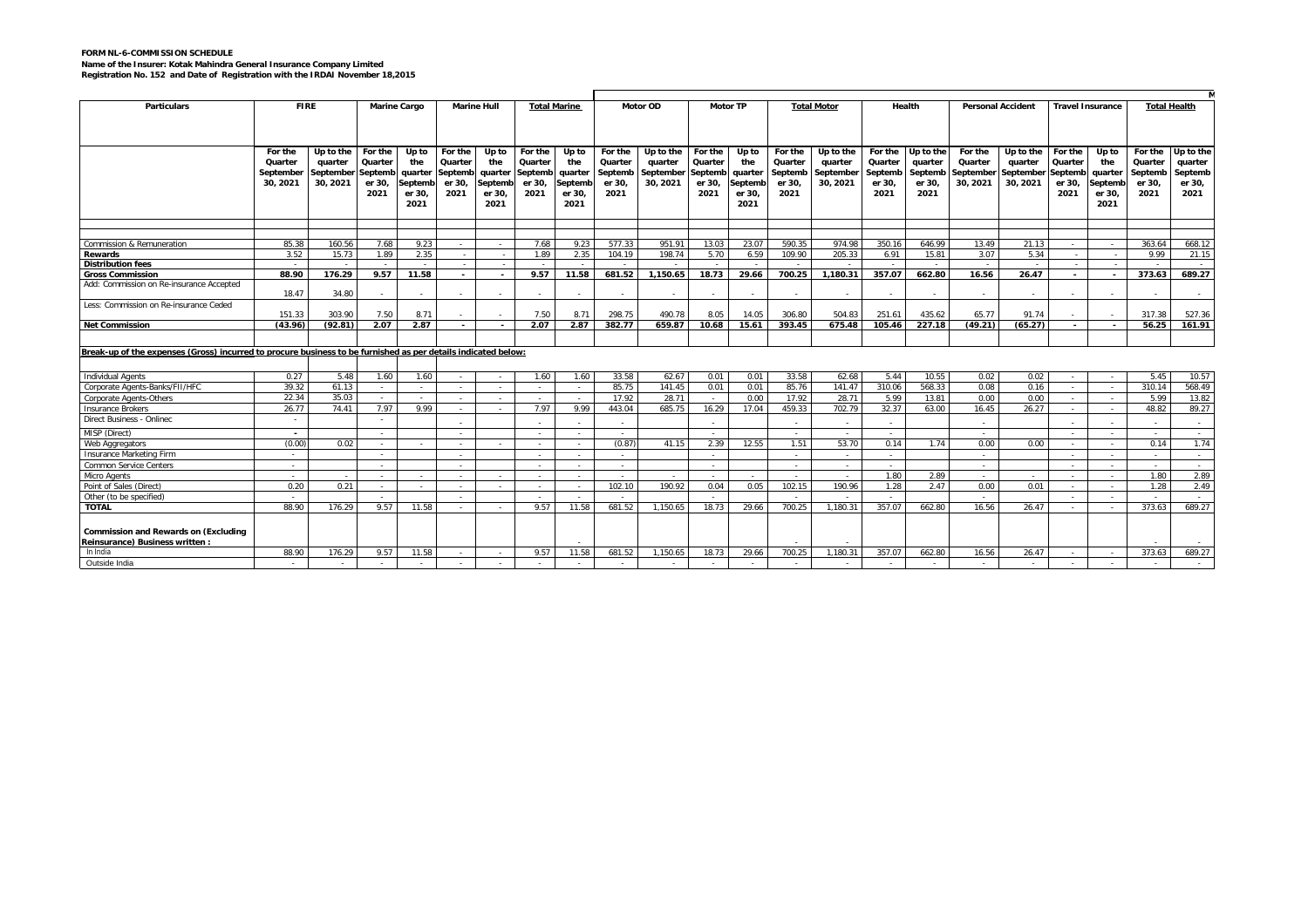**FORM NL-6-COMMISSION SCHEDULE**

**Name of the Insurer: Kotak Mahindra General Insurance Company Limited**

**Registration No. 152 and Date of Registration with the IRDAI November 18,2015**

| Particulars | FIRE | | Marine Cargo | | Marine Hull | | Total Marine | | Motor OD | | Motor TP | | Total Motor | | Health | | Personal Accident | | Travel Insurance | | Total Health | |
|---|---|---|---|---|---|---|---|---|---|---|---|---|---|---|---|---|---|---|---|---|---|---|
| | For the Quarter September 30, 2021 | Up to the quarter September 30, 2021 | For the Quarter September 30, 2021 | Up to the quarter September 30, 2021 | For the Quarter September 30, 2021 | Up to the quarter September 30, 2021 | For the Quarter September 30, 2021 | Up to the quarter September 30, 2021 | For the Quarter September 30, 2021 | Up to the quarter September 30, 2021 | For the Quarter September 30, 2021 | Up to the quarter September 30, 2021 | For the Quarter September 30, 2021 | Up to the quarter September 30, 2021 | For the Quarter September 30, 2021 | Up to the quarter September 30, 2021 | For the Quarter September 30, 2021 | Up to the quarter September 30, 2021 | For the Quarter September 30, 2021 | Up to the quarter September 30, 2021 | For the Quarter September 30, 2021 | Up to the quarter September 30, 2021 |
| Commission & Remuneration | 85.38 | 160.56 | 7.68 | 9.23 | - | - | 7.68 | 9.23 | 577.33 | 951.91 | 13.03 | 23.07 | 590.35 | 974.98 | 350.16 | 646.99 | 13.49 | 21.13 | - | - | 363.64 | 668.12 |
| **Rewards** | 3.52 | 15.73 | 1.89 | 2.35 | - | - | 1.89 | 2.35 | 104.19 | 198.74 | 5.70 | 6.59 | 109.90 | 205.33 | 6.91 | 15.81 | 3.07 | 5.34 | - | - | 9.99 | 21.15 |
| **Distribution fees** | - | - | - | - | - | - | - | - | - | - | - | - | - | - | - | - | - | - | - | - | - | - |
| **Gross Commission** | **88.90** | **176.29** | **9.57** | **11.58** | **-** | **-** | **9.57** | **11.58** | **681.52** | **1,150.65** | **18.73** | **29.66** | **700.25** | **1,180.31** | **357.07** | **662.80** | **16.56** | **26.47** | **-** | **-** | **373.63** | **689.27** |
| Add: Commission on Re-insurance Accepted | 18.47 | 34.80 | - | - | - | - | - | - | - | - | - | - | - | - | - | - | - | - | - | - | - | - |
| Less: Commission on Re-insurance Ceded | 151.33 | 303.90 | 7.50 | 8.71 | - | - | 7.50 | 8.71 | 298.75 | 490.78 | 8.05 | 14.05 | 306.80 | 504.83 | 251.61 | 435.62 | 65.77 | 91.74 | - | - | 317.38 | 527.36 |
| **Net Commission** | **(43.96)** | **(92.81)** | **2.07** | **2.87** | **-** | **-** | **2.07** | **2.87** | **382.77** | **659.87** | **10.68** | **15.61** | **393.45** | **675.48** | **105.46** | **227.18** | **(49.21)** | **(65.27)** | **-** | **-** | **56.25** | **161.91** |
| **Break-up of the expenses (Gross) incurred to procure business to be furnished as per details indicated below:** | | | | | | | | | | | | | | | | | | | | | | |
| Individual Agents | 0.27 | 5.48 | 1.60 | 1.60 | - | - | 1.60 | 1.60 | 33.58 | 62.67 | 0.01 | 0.01 | 33.58 | 62.68 | 5.44 | 10.55 | 0.02 | 0.02 | - | - | 5.45 | 10.57 |
| Corporate Agents-Banks/FII/HFC | 39.32 | 61.13 | - | - | - | - | - | - | 85.75 | 141.45 | 0.01 | 0.01 | 85.76 | 141.47 | 310.06 | 568.33 | 0.08 | 0.16 | - | - | 310.14 | 568.49 |
| Corporate Agents-Others | 22.34 | 35.03 | - | - | - | - | - | - | 17.92 | 28.71 | - | 0.00 | 17.92 | 28.71 | 5.99 | 13.81 | 0.00 | 0.00 | - | - | 5.99 | 13.82 |
| Insurance Brokers | 26.77 | 74.41 | 7.97 | 9.99 | - | - | 7.97 | 9.99 | 443.04 | 685.75 | 16.29 | 17.04 | 459.33 | 702.79 | 32.37 | 63.00 | 16.45 | 26.27 | - | - | 48.82 | 89.27 |
| Direct Business - Onlinec | - | | - | | - | | - | - | - | | - | | - | - | - | | - | | - | - | - | - |
| MISP (Direct) | - | | - | | - | | - | - | - | | - | | - | - | - | | - | | - | - | - | - |
| Web Aggregators | (0.00) | 0.02 | - | - | - | - | - | - | (0.87) | 41.15 | 2.39 | 12.55 | 1.51 | 53.70 | 0.14 | 1.74 | 0.00 | 0.00 | - | - | 0.14 | 1.74 |
| Insurance Marketing Firm | - | | - | | - | | - | - | - | | - | | - | - | - | | - | | - | - | - | - |
| Common Service Centers | - | | - | | - | | - | - | - | | - | | - | - | - | | - | | - | - | - | - |
| Micro Agents | - | - | - | - | - | - | - | - | - | - | - | - | - | - | 1.80 | 2.89 | - | - | - | - | 1.80 | 2.89 |
| Point of Sales (Direct) | 0.20 | 0.21 | - | - | - | - | - | - | 102.10 | 190.92 | 0.04 | 0.05 | 102.15 | 190.96 | 1.28 | 2.47 | 0.00 | 0.01 | - | - | 1.28 | 2.49 |
| Other (to be specified) | - | | - | | - | | - | - | - | | - | | - | - | - | | - | | - | - | - | - |
| **TOTAL** | 88.90 | 176.29 | 9.57 | 11.58 | - | - | 9.57 | 11.58 | 681.52 | 1,150.65 | 18.73 | 29.66 | 700.25 | 1,180.31 | 357.07 | 662.80 | 16.56 | 26.47 | - | - | 373.63 | 689.27 |
| **Commission and Rewards on (Excluding Reinsurance) Business written :** | | | | | | | | - | | | | | - | - | | | | | | | - | - |
| In India | 88.90 | 176.29 | 9.57 | 11.58 | - | - | 9.57 | 11.58 | 681.52 | 1,150.65 | 18.73 | 29.66 | 700.25 | 1,180.31 | 357.07 | 662.80 | 16.56 | 26.47 | - | - | 373.63 | 689.27 |
| Outside India | - | - | - | - | - | - | - | - | - | - | - | - | - | - | - | - | - | - | - | - | - | - |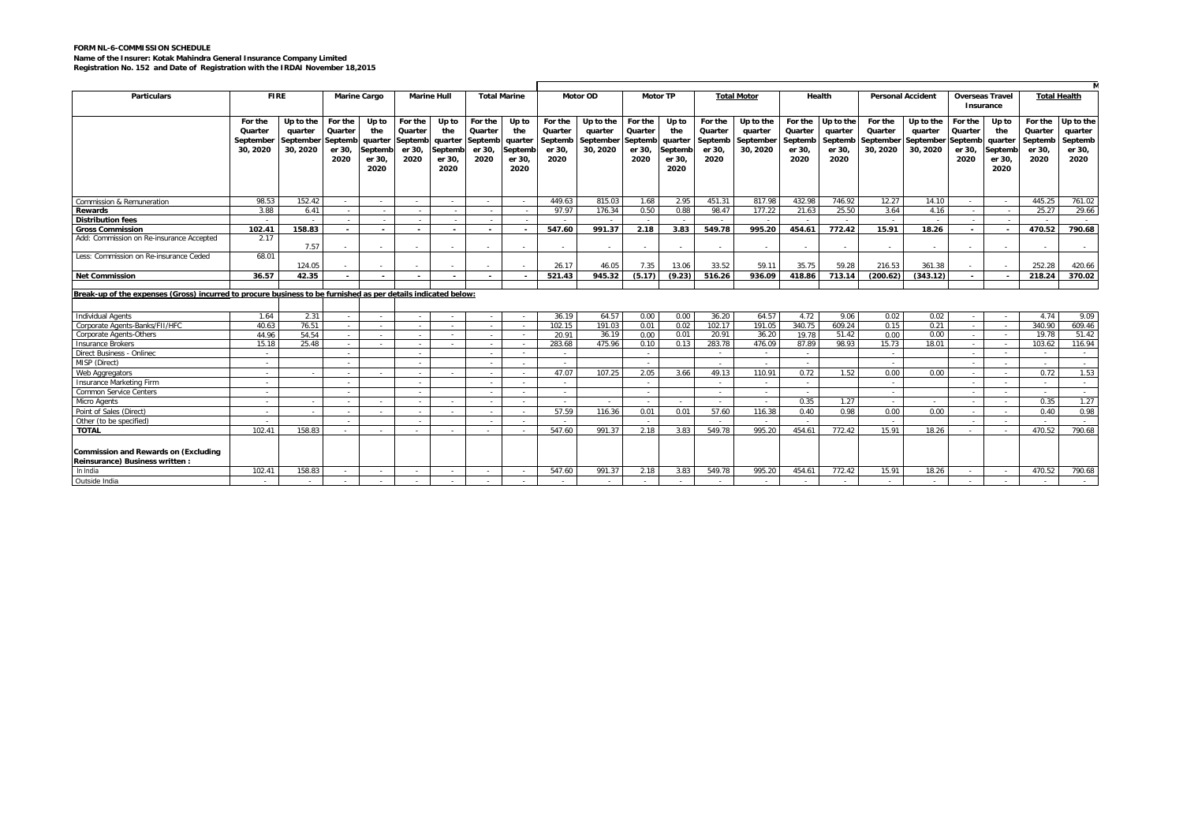**FORM NL-6-COMMISSION SCHEDULE**

**Name of the Insurer: Kotak Mahindra General Insurance Company Limited**

**Registration No. 152 and Date of Registration with the IRDAI November 18,2015**

| Particulars | FIRE | | Marine Cargo | | Marine Hull | | Total Marine | | Motor OD | | Motor TP | | Total Motor | | Health | | Personal Accident | | Overseas Travel Insurance | | Total Health | |
|---|---|---|---|---|---|---|---|---|---|---|---|---|---|---|---|---|---|---|---|---|---|---|
| | For the Quarter September 30, 2020 | Up to the quarter September 30, 2020 | For the Quarter September 30, 2020 | Up to the quarter September 30, 2020 | For the Quarter September 30, 2020 | Up to the quarter September 30, 2020 | For the Quarter September 30, 2020 | Up to the quarter September 30, 2020 | For the Quarter September 30, 2020 | Up to the quarter September 30, 2020 | For the Quarter September 30, 2020 | Up to the quarter September 30, 2020 | For the Quarter September 30, 2020 | Up to the quarter September 30, 2020 | For the Quarter September 30, 2020 | Up to the quarter September 30, 2020 | For the Quarter September 30, 2020 | Up to the quarter September 30, 2020 | For the Quarter September 30, 2020 | Up to the quarter September 30, 2020 | For the Quarter September 30, 2020 | Up to the quarter September 30, 2020 |
| Commission & Remuneration | 98.53 | 152.42 | - | - | - | - | - | - | 449.63 | 815.03 | 1.68 | 2.95 | 451.31 | 817.98 | 432.98 | 746.92 | 12.27 | 14.10 | - | - | 445.25 | 761.02 |
| **Rewards** | 3.88 | 6.41 | - | - | - | - | - | - | 97.97 | 176.34 | 0.50 | 0.88 | 98.47 | 177.22 | 21.63 | 25.50 | 3.64 | 4.16 | - | - | 25.27 | 29.66 |
| **Distribution fees** | - | - | - | - | - | - | - | - | - | - | - | - | - | - | - | - | - | - | - | - | - | - |
| **Gross Commission** | **102.41** | **158.83** | **-** | **-** | **-** | **-** | **-** | **-** | **547.60** | **991.37** | **2.18** | **3.83** | **549.78** | **995.20** | **454.61** | **772.42** | **15.91** | **18.26** | **-** | **-** | **470.52** | **790.68** |
| Add: Commission on Re-insurance Accepted | 2.17 | 7.57 | - | - | - | - | - | - | - | - | - | - | - | - | - | - | - | - | - | - | - | - |
| Less: Commission on Re-insurance Ceded | 68.01 | 124.05 | - | - | - | - | - | - | 26.17 | 46.05 | 7.35 | 13.06 | 33.52 | 59.11 | 35.75 | 59.28 | 216.53 | 361.38 | - | - | 252.28 | 420.66 |
| **Net Commission** | **36.57** | **42.35** | **-** | **-** | **-** | **-** | **-** | **-** | **521.43** | **945.32** | **(5.17)** | **(9.23)** | **516.26** | **936.09** | **418.86** | **713.14** | **(200.62)** | **(343.12)** | **-** | **-** | **218.24** | **370.02** |
| **Break-up of the expenses (Gross) incurred to procure business to be furnished as per details indicated below:** | | | | | | | | | | | | | | | | | | | | | | |
| Individual Agents | 1.64 | 2.31 | - | - | - | - | - | - | 36.19 | 64.57 | 0.00 | 0.00 | 36.20 | 64.57 | 4.72 | 9.06 | 0.02 | 0.02 | - | - | 4.74 | 9.09 |
| Corporate Agents-Banks/FII/HFC | 40.63 | 76.51 | - | - | - | - | - | - | 102.15 | 191.03 | 0.01 | 0.02 | 102.17 | 191.05 | 340.75 | 609.24 | 0.15 | 0.21 | - | - | 340.90 | 609.46 |
| Corporate Agents-Others | 44.96 | 54.54 | - | - | - | - | - | - | 20.91 | 36.19 | 0.00 | 0.01 | 20.91 | 36.20 | 19.78 | 51.42 | 0.00 | 0.00 | - | - | 19.78 | 51.42 |
| Insurance Brokers | 15.18 | 25.48 | - | - | - | - | - | - | 283.68 | 475.96 | 0.10 | 0.13 | 283.78 | 476.09 | 87.89 | 98.93 | 15.73 | 18.01 | - | - | 103.62 | 116.94 |
| Direct Business - Onlinec | - | | - | | - | | - | - | - | | - | | - | - | - | | - | | - | - | - | - |
| MISP (Direct) | - | | - | | - | | - | - | - | | - | | - | - | - | | - | | - | - | - | - |
| Web Aggregators | - | - | - | - | - | - | - | - | 47.07 | 107.25 | 2.05 | 3.66 | 49.13 | 110.91 | 0.72 | 1.52 | 0.00 | 0.00 | - | - | 0.72 | 1.53 |
| Insurance Marketing Firm | - | | - | | - | | - | - | - | | - | | - | - | - | | - | | - | - | - | - |
| Common Service Centers | - | | - | | - | | - | - | - | | - | | - | - | - | | - | | - | - | - | - |
| Micro Agents | - | - | - | - | - | - | - | - | - | - | - | - | - | - | 0.35 | 1.27 | - | - | - | - | 0.35 | 1.27 |
| Point of Sales (Direct) | - | - | - | - | - | - | - | - | 57.59 | 116.36 | 0.01 | 0.01 | 57.60 | 116.38 | 0.40 | 0.98 | 0.00 | 0.00 | - | - | 0.40 | 0.98 |
| Other (to be specified) | - | | - | | - | | - | - | - | | - | | - | - | - | | - | | - | - | - | - |
| **TOTAL** | 102.41 | 158.83 | - | - | - | - | - | - | 547.60 | 991.37 | 2.18 | 3.83 | 549.78 | 995.20 | 454.61 | 772.42 | 15.91 | 18.26 | - | - | 470.52 | 790.68 |
| **Commission and Rewards on (Excluding Reinsurance) Business written :** | | | | | | | | | | | | | | | | | | | | | | |
| In India | 102.41 | 158.83 | - | - | - | - | - | - | 547.60 | 991.37 | 2.18 | 3.83 | 549.78 | 995.20 | 454.61 | 772.42 | 15.91 | 18.26 | - | - | 470.52 | 790.68 |
| Outside India | - | - | - | - | - | - | - | - | - | - | - | - | - | - | - | - | - | - | - | - | - | - |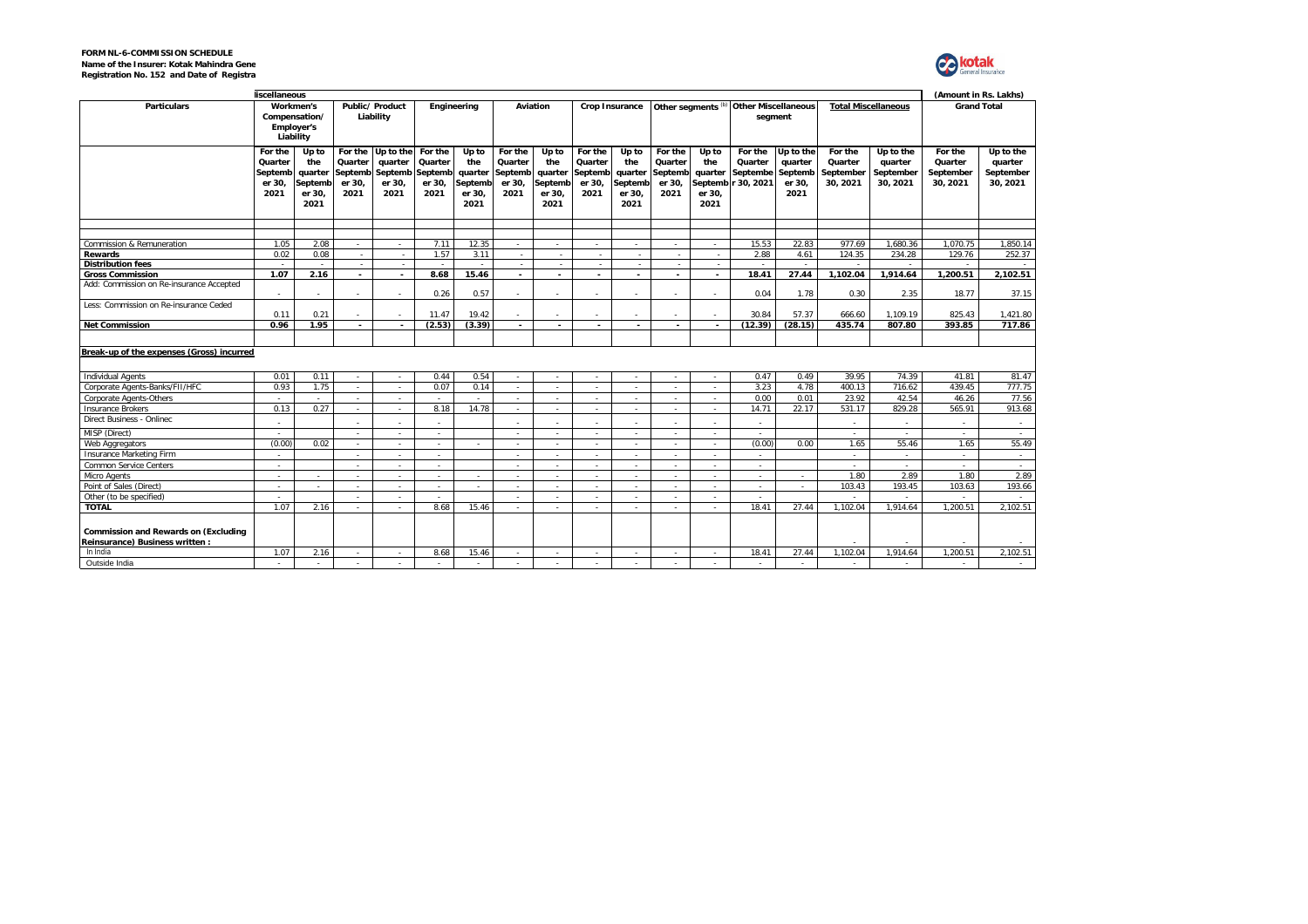**FORM NL-6-COMMISSION SCHEDULE**
**Name of the Insurer: Kotak Mahindra Gene**
**Registration No. 152 and Date of Registra**

(Amount in Rs. Lakhs)

| Particulars | liscellaneous | | | | | | | | | | | | | | | | | |
|---|---|---|---|---|---|---|---|---|---|---|---|---|---|---|---|---|---|---|
| | Workmen's Compensation/ Employer's Liability | | Public/ Product Liability | | Engineering | | Aviation | | Crop Insurance | | Other segments (b) | | Other Miscellaneous segment | | Total Miscellaneous | | Grand Total | |
| | For the Quarter September 30, 2021 | Up to the quarter September 30, 2021 | For the Quarter September 30, 2021 | Up to the quarter September 30, 2021 | For the Quarter September 30, 2021 | Up to the quarter September 30, 2021 | For the Quarter September 30, 2021 | Up to the quarter September 30, 2021 | For the Quarter September 30, 2021 | Up to the quarter September 30, 2021 | For the Quarter September 30, 2021 | Up to the quarter September 30, 2021 | For the Quarter September 30, 2021 | Up to the quarter September 30, 2021 | For the Quarter September 30, 2021 | Up to the quarter September 30, 2021 | For the Quarter September 30, 2021 | Up to the quarter September 30, 2021 |
| Commission & Remuneration | 1.05 | 2.08 | - | - | 7.11 | 12.35 | - | - | - | - | - | - | 15.53 | 22.83 | 977.69 | 1,680.36 | 1,070.75 | 1,850.14 |
| **Rewards** | 0.02 | 0.08 | - | - | 1.57 | 3.11 | - | - | - | - | - | - | 2.88 | 4.61 | 124.35 | 234.28 | 129.76 | 252.37 |
| **Distribution fees** | - | - | - | - | - | - | - | - | - | - | - | - | - | - | - | - | - | - |
| **Gross Commission** | **1.07** | **2.16** | **-** | **-** | **8.68** | **15.46** | **-** | **-** | **-** | **-** | **-** | **-** | **18.41** | **27.44** | **1,102.04** | **1,914.64** | **1,200.51** | **2,102.51** |
| Add: Commission on Re-insurance Accepted | - | - | - | - | 0.26 | 0.57 | - | - | - | - | - | - | 0.04 | 1.78 | 0.30 | 2.35 | 18.77 | 37.15 |
| Less: Commission on Re-insurance Ceded | 0.11 | 0.21 | - | - | 11.47 | 19.42 | - | - | - | - | - | - | 30.84 | 57.37 | 666.60 | 1,109.19 | 825.43 | 1,421.80 |
| **Net Commission** | **0.96** | **1.95** | **-** | **-** | **(2.53)** | **(3.39)** | **-** | **-** | **-** | **-** | **-** | **-** | **(12.39)** | **(28.15)** | **435.74** | **807.80** | **393.85** | **717.86** |
| **Break-up of the expenses (Gross) incurred** | | | | | | | | | | | | | | | | | | |
| Individual Agents | 0.01 | 0.11 | - | - | 0.44 | 0.54 | - | - | - | - | - | - | 0.47 | 0.49 | 39.95 | 74.39 | 41.81 | 81.47 |
| Corporate Agents-Banks/FII/HFC | 0.93 | 1.75 | - | - | 0.07 | 0.14 | - | - | - | - | - | - | 3.23 | 4.78 | 400.13 | 716.62 | 439.45 | 777.75 |
| Corporate Agents-Others | - | - | - | - | - | - | - | - | - | - | - | - | 0.00 | 0.01 | 23.92 | 42.54 | 46.26 | 77.56 |
| Insurance Brokers | 0.13 | 0.27 | - | - | 8.18 | 14.78 | - | - | - | - | - | - | 14.71 | 22.17 | 531.17 | 829.28 | 565.91 | 913.68 |
| Direct Business - Onlinec | - | | - | - | - | | - | - | - | - | - | - | - | | - | - | - | - |
| MISP (Direct) | - | | - | - | - | | - | - | - | - | - | - | - | | - | - | - | - |
| Web Aggregators | (0.00) | 0.02 | - | - | - | - | - | - | - | - | - | - | (0.00) | 0.00 | 1.65 | 55.46 | 1.65 | 55.49 |
| Insurance Marketing Firm | - | | - | - | - | | - | - | - | - | - | - | - | | - | - | - | - |
| Common Service Centers | - | | - | - | - | | - | - | - | - | - | - | - | | - | - | - | - |
| Micro Agents | - | - | - | - | - | - | - | - | - | - | - | - | - | - | 1.80 | 2.89 | 1.80 | 2.89 |
| Point of Sales (Direct) | - | - | - | - | - | - | - | - | - | - | - | - | - | - | 103.43 | 193.45 | 103.63 | 193.66 |
| Other (to be specified) | - | | - | - | - | | - | - | - | - | - | - | - | | - | - | - | - |
| **TOTAL** | 1.07 | 2.16 | - | - | 8.68 | 15.46 | - | - | - | - | - | - | 18.41 | 27.44 | 1,102.04 | 1,914.64 | 1,200.51 | 2,102.51 |
| **Commission and Rewards on (Excluding Reinsurance) Business written :** | | | | | | | | | | | | | | | - | - | - | - |
| In India | 1.07 | 2.16 | - | - | 8.68 | 15.46 | - | - | - | - | - | - | 18.41 | 27.44 | 1,102.04 | 1,914.64 | 1,200.51 | 2,102.51 |
| Outside India | - | - | - | - | - | - | - | - | - | - | - | - | - | - | - | - | - | - |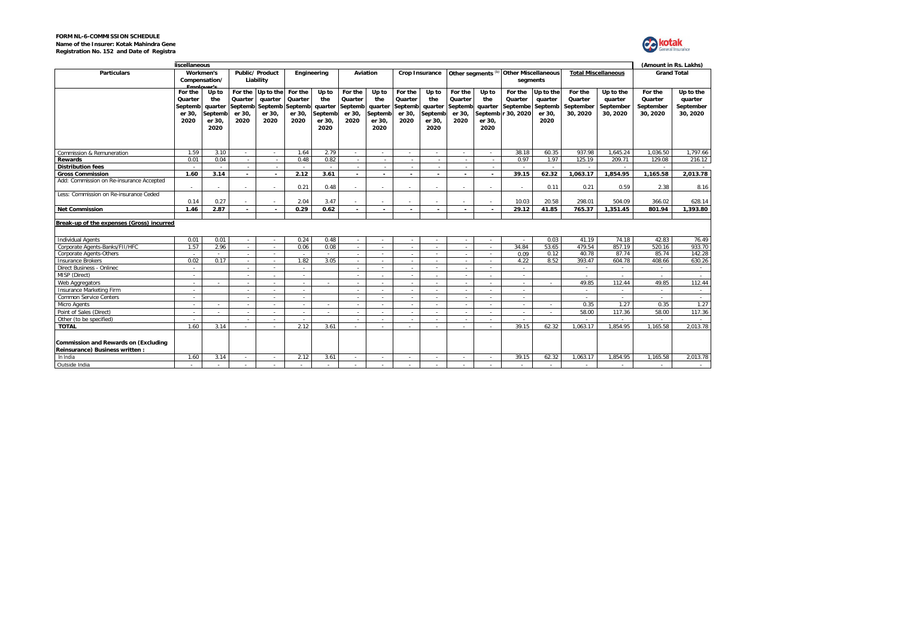**FORM NL-6-COMMISSION SCHEDULE**
**Name of the Insurer: Kotak Mahindra Gene**
**Registration No. 152 and Date of Registra**

(Amount in Rs. Lakhs)

| Particulars | liscellaneous Workmen's Compensation/ Employer's | | Public/ Product Liability | | Engineering | | Aviation | | Crop Insurance | | Other segments (b) | | Other Miscellaneous segments | | Total Miscellaneous | | Grand Total | |
|---|---|---|---|---|---|---|---|---|---|---|---|---|---|---|---|---|---|---|
| | For the Quarter September 30, 2020 | Up to the quarter September 30, 2020 | For the Quarter September 30, 2020 | Up to the quarter September 30, 2020 | For the Quarter September 30, 2020 | Up to the quarter September 30, 2020 | For the Quarter September 30, 2020 | Up to the quarter September 30, 2020 | For the Quarter September 30, 2020 | Up to the quarter September 30, 2020 | For the Quarter September 30, 2020 | Up to the quarter September 30, 2020 | For the Quarter September 30, 2020 | Up to the quarter September 30, 2020 | For the Quarter September 30, 2020 | Up to the quarter September 30, 2020 | For the Quarter September 30, 2020 | Up to the quarter September 30, 2020 |
| Commission & Remuneration | 1.59 | 3.10 | - | - | 1.64 | 2.79 | - | - | - | - | - | - | 38.18 | 60.35 | 937.98 | 1,645.24 | 1,036.50 | 1,797.66 |
| **Rewards** | 0.01 | 0.04 | - | - | 0.48 | 0.82 | - | - | - | - | - | - | 0.97 | 1.97 | 125.19 | 209.71 | 129.08 | 216.12 |
| **Distribution fees** | - | - | - | - | - | - | - | - | - | - | - | - | - | - | - | - | - | - |
| **Gross Commission** | **1.60** | **3.14** | **-** | **-** | **2.12** | **3.61** | **-** | **-** | **-** | **-** | **-** | **-** | **39.15** | **62.32** | **1,063.17** | **1,854.95** | **1,165.58** | **2,013.78** |
| Add: Commission on Re-insurance Accepted | - | - | - | - | 0.21 | 0.48 | - | - | - | - | - | - | - | 0.11 | 0.21 | 0.59 | 2.38 | 8.16 |
| Less: Commission on Re-insurance Ceded | 0.14 | 0.27 | - | - | 2.04 | 3.47 | - | - | - | - | - | - | 10.03 | 20.58 | 298.01 | 504.09 | 366.02 | 628.14 |
| **Net Commission** | **1.46** | **2.87** | **-** | **-** | **0.29** | **0.62** | **-** | **-** | **-** | **-** | **-** | **-** | **29.12** | **41.85** | **765.37** | **1,351.45** | **801.94** | **1,393.80** |
| **Break-up of the expenses (Gross) incurred** | | | | | | | | | | | | | | | | | | |
| Individual Agents | 0.01 | 0.01 | - | - | 0.24 | 0.48 | - | - | - | - | - | - | - | 0.03 | 41.19 | 74.18 | 42.83 | 76.49 |
| Corporate Agents-Banks/FII/HFC | 1.57 | 2.96 | - | - | 0.06 | 0.08 | - | - | - | - | - | - | 34.84 | 53.65 | 479.54 | 857.19 | 520.16 | 933.70 |
| Corporate Agents-Others | - | - | - | - | - | - | - | - | - | - | - | - | 0.09 | 0.12 | 40.78 | 87.74 | 85.74 | 142.28 |
| Insurance Brokers | 0.02 | 0.17 | - | - | 1.82 | 3.05 | - | - | - | - | - | - | 4.22 | 8.52 | 393.47 | 604.78 | 408.66 | 630.26 |
| Direct Business - Onlinec | - | | - | - | - | | - | - | - | - | - | - | - | | - | - | - | - |
| MISP (Direct) | - | | - | - | - | | - | - | - | - | - | - | - | | - | - | - | - |
| Web Aggregators | - | - | - | - | - | - | - | - | - | - | - | - | - | - | 49.85 | 112.44 | 49.85 | 112.44 |
| Insurance Marketing Firm | - | | - | - | - | | - | - | - | - | - | - | - | | - | - | - | - |
| Common Service Centers | - | | - | - | - | | - | - | - | - | - | - | - | | - | - | - | - |
| Micro Agents | - | - | - | - | - | - | - | - | - | - | - | - | - | - | 0.35 | 1.27 | 0.35 | 1.27 |
| Point of Sales (Direct) | - | - | - | - | - | - | - | - | - | - | - | - | - | - | 58.00 | 117.36 | 58.00 | 117.36 |
| Other (to be specified) | - | | - | - | - | | - | - | - | - | - | - | - | | - | - | - | - |
| **TOTAL** | 1.60 | 3.14 | - | - | 2.12 | 3.61 | - | - | - | - | - | - | 39.15 | 62.32 | 1,063.17 | 1,854.95 | 1,165.58 | 2,013.78 |
| **Commission and Rewards on (Excluding Reinsurance) Business written :** | | | | | | | | | | | | | | | | | | |
| In India | 1.60 | 3.14 | - | - | 2.12 | 3.61 | - | - | - | - | - | - | 39.15 | 62.32 | 1,063.17 | 1,854.95 | 1,165.58 | 2,013.78 |
| Outside India | - | - | - | - | - | - | - | - | - | - | - | - | - | - | - | - | - | - |